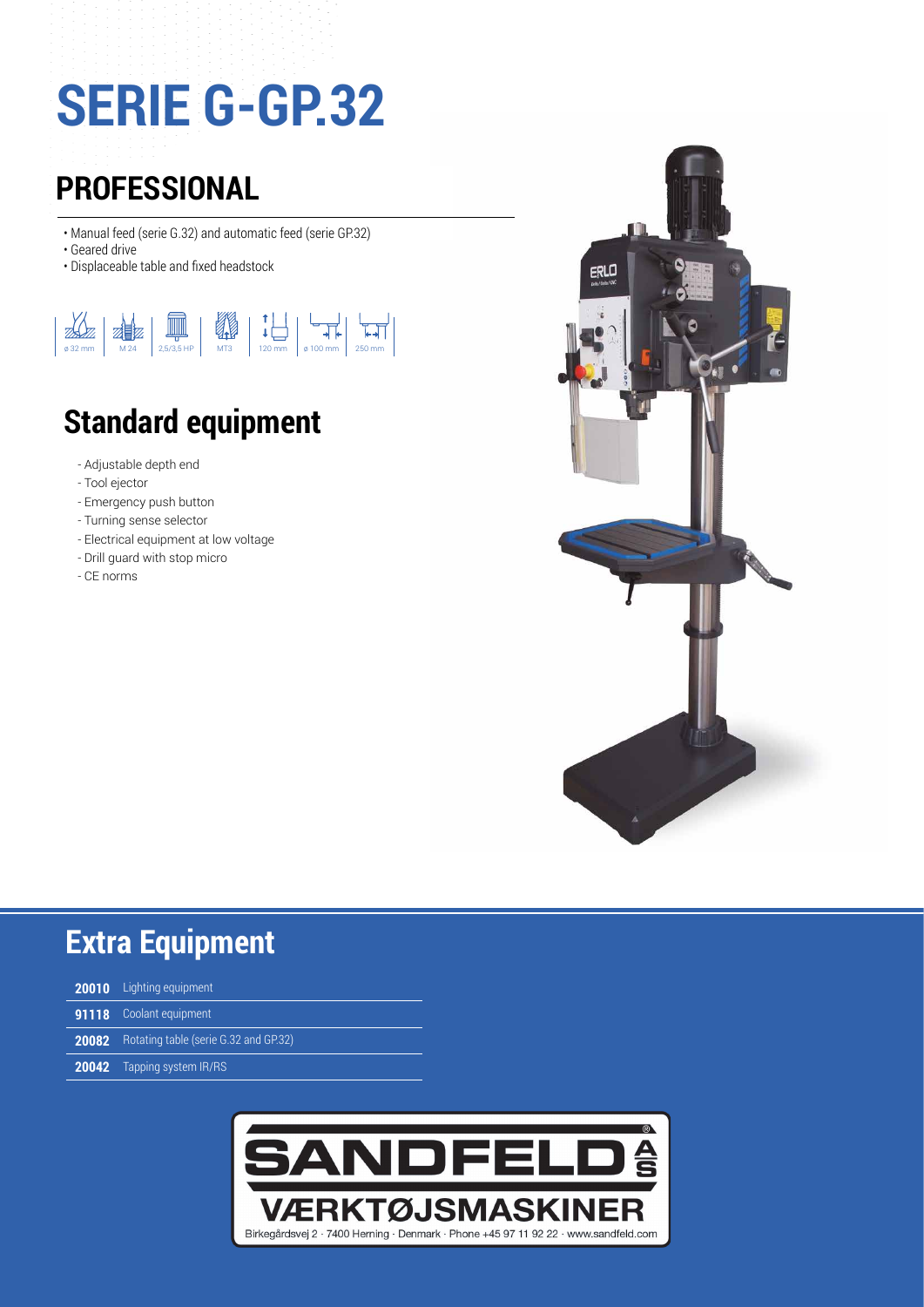# SERIE G-GP.32

## PROFESSIONAL

- Manual feed (serie G.32) and automatic feed (serie GP.32)
- Geared drive
- Displaceable table and fixed headstock

ø 32 mm | M 24 | 2,5/3,5 HP | MT3 | 120 mm | ø 100 mm | 250 mm

## Standard equipment

- Adjustable depth end
- Tool ejector
- Emergency push button
- Turning sense selector
- Electrical equipment at low voltage
- Drill guard with stop micro
- CE norms

## Extra Equipment

| | |
|---|---|
| **20010** | Lighting equipment |
| **91118** | Coolant equipment |
| **20082** | Rotating table (serie G.32 and GP.32) |
| **20042** | Tapping system IR/RS |

SANDFELD A/S
VÆRKTØJSMASKINER
Birkegårdsvej 2 · 7400 Herning · Denmark · Phone +45 97 11 92 22 · www.sandfeld.com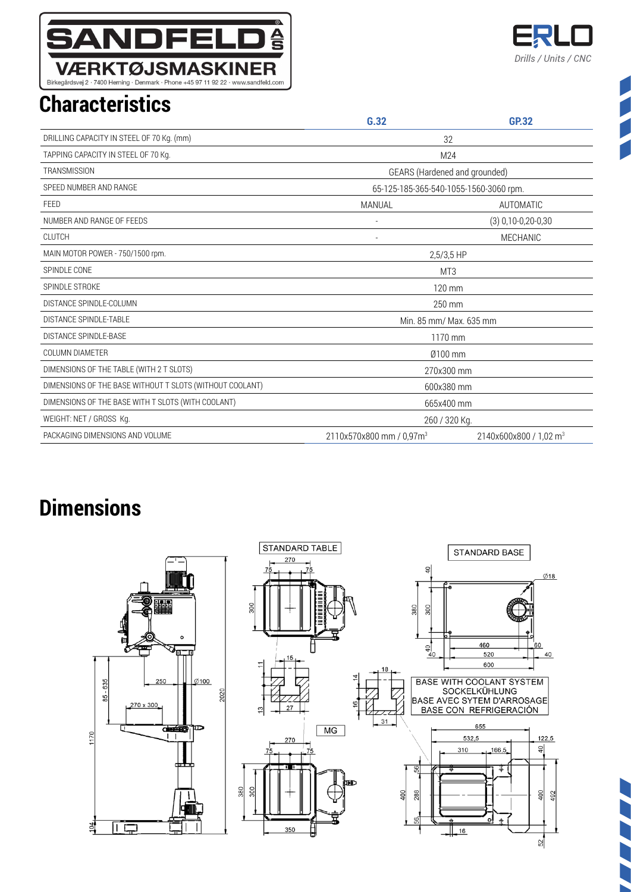## Characteristics

| | G.32 | GP.32 |
|---|---|---|
| DRILLING CAPACITY IN STEEL OF 70 Kg. (mm) | 32 | |
| TAPPING CAPACITY IN STEEL OF 70 Kg. | M24 | |
| TRANSMISSION | GEARS (Hardened and grounded) | |
| SPEED NUMBER AND RANGE | 65-125-185-365-540-1055-1560-3060 rpm. | |
| FEED | MANUAL | AUTOMATIC |
| NUMBER AND RANGE OF FEEDS | - | (3) 0,10-0,20-0,30 |
| CLUTCH | - | MECHANIC |
| MAIN MOTOR POWER - 750/1500 rpm. | 2,5/3,5 HP | |
| SPINDLE CONE | MT3 | |
| SPINDLE STROKE | 120 mm | |
| DISTANCE SPINDLE-COLUMN | 250 mm | |
| DISTANCE SPINDLE-TABLE | Min. 85 mm/ Max. 635 mm | |
| DISTANCE SPINDLE-BASE | 1170 mm | |
| COLUMN DIAMETER | Ø100 mm | |
| DIMENSIONS OF THE TABLE (WITH 2 T SLOTS) | 270x300 mm | |
| DIMENSIONS OF THE BASE WITHOUT T SLOTS (WITHOUT COOLANT) | 600x380 mm | |
| DIMENSIONS OF THE BASE WITH T SLOTS (WITH COOLANT) | 665x400 mm | |
| WEIGHT: NET / GROSS Kg. | 260 / 320 Kg. | |
| PACKAGING DIMENSIONS AND VOLUME | 2110x570x800 mm / 0,97m³ | 2140x600x800 / 1,02 m³ |

## Dimensions

STANDARD TABLE

STANDARD BASE

MG

BASE WITH COOLANT SYSTEM
SOCKELKÜHLUNG
BASE AVEC SYTEM D'ARROSAGE
BASE CON REFRIGERACIÓN